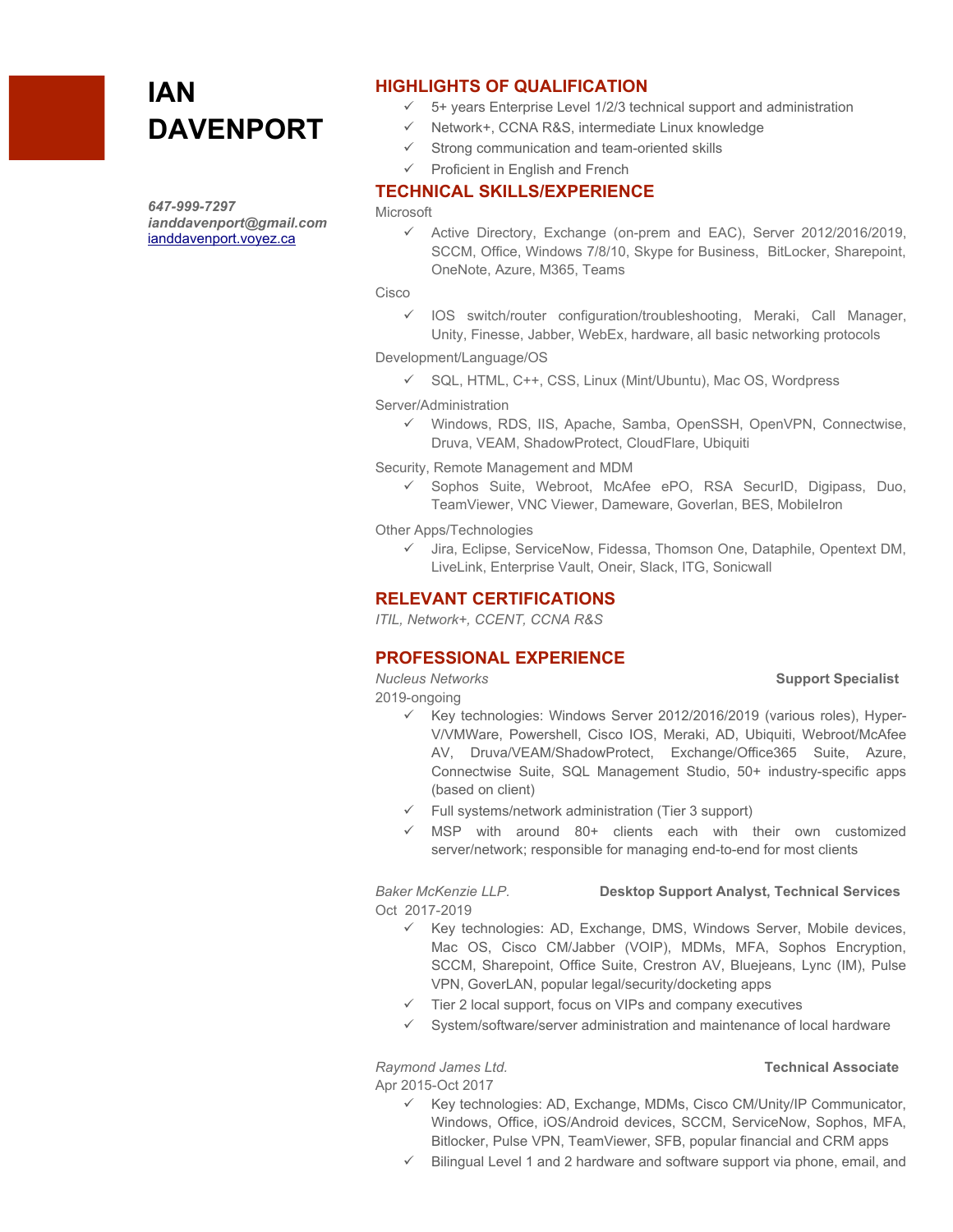# IAN DAVENPORT

***647-999-7297***
***ianddavenport@gmail.com***
[ianddavenport.voyez.ca](ianddavenport.voyez.ca)

## HIGHLIGHTS OF QUALIFICATION

- ✓ 5+ years Enterprise Level 1/2/3 technical support and administration
- ✓ Network+, CCNA R&S, intermediate Linux knowledge
- ✓ Strong communication and team-oriented skills
- ✓ Proficient in English and French

## TECHNICAL SKILLS/EXPERIENCE

Microsoft

- ✓ Active Directory, Exchange (on-prem and EAC), Server 2012/2016/2019, SCCM, Office, Windows 7/8/10, Skype for Business, BitLocker, Sharepoint, OneNote, Azure, M365, Teams

Cisco

- ✓ IOS switch/router configuration/troubleshooting, Meraki, Call Manager, Unity, Finesse, Jabber, WebEx, hardware, all basic networking protocols

Development/Language/OS

- ✓ SQL, HTML, C++, CSS, Linux (Mint/Ubuntu), Mac OS, Wordpress

Server/Administration

- ✓ Windows, RDS, IIS, Apache, Samba, OpenSSH, OpenVPN, Connectwise, Druva, VEAM, ShadowProtect, CloudFlare, Ubiquiti

Security, Remote Management and MDM

- ✓ Sophos Suite, Webroot, McAfee ePO, RSA SecurID, Digipass, Duo, TeamViewer, VNC Viewer, Dameware, Goverlan, BES, MobileIron

Other Apps/Technologies

- ✓ Jira, Eclipse, ServiceNow, Fidessa, Thomson One, Dataphile, Opentext DM, LiveLink, Enterprise Vault, Oneir, Slack, ITG, Sonicwall

## RELEVANT CERTIFICATIONS

*ITIL, Network+, CCENT, CCNA R&S*

## PROFESSIONAL EXPERIENCE

*Nucleus Networks* — **Support Specialist**
2019-ongoing

- ✓ Key technologies: Windows Server 2012/2016/2019 (various roles), Hyper-V/VMWare, Powershell, Cisco IOS, Meraki, AD, Ubiquiti, Webroot/McAfee AV, Druva/VEAM/ShadowProtect, Exchange/Office365 Suite, Azure, Connectwise Suite, SQL Management Studio, 50+ industry-specific apps (based on client)
- ✓ Full systems/network administration (Tier 3 support)
- ✓ MSP with around 80+ clients each with their own customized server/network; responsible for managing end-to-end for most clients

*Baker McKenzie LLP.* — **Desktop Support Analyst, Technical Services**
Oct 2017-2019

- ✓ Key technologies: AD, Exchange, DMS, Windows Server, Mobile devices, Mac OS, Cisco CM/Jabber (VOIP), MDMs, MFA, Sophos Encryption, SCCM, Sharepoint, Office Suite, Crestron AV, Bluejeans, Lync (IM), Pulse VPN, GoverLAN, popular legal/security/docketing apps
- ✓ Tier 2 local support, focus on VIPs and company executives
- ✓ System/software/server administration and maintenance of local hardware

*Raymond James Ltd.* — **Technical Associate**
Apr 2015-Oct 2017

- ✓ Key technologies: AD, Exchange, MDMs, Cisco CM/Unity/IP Communicator, Windows, Office, iOS/Android devices, SCCM, ServiceNow, Sophos, MFA, Bitlocker, Pulse VPN, TeamViewer, SFB, popular financial and CRM apps
- ✓ Bilingual Level 1 and 2 hardware and software support via phone, email, and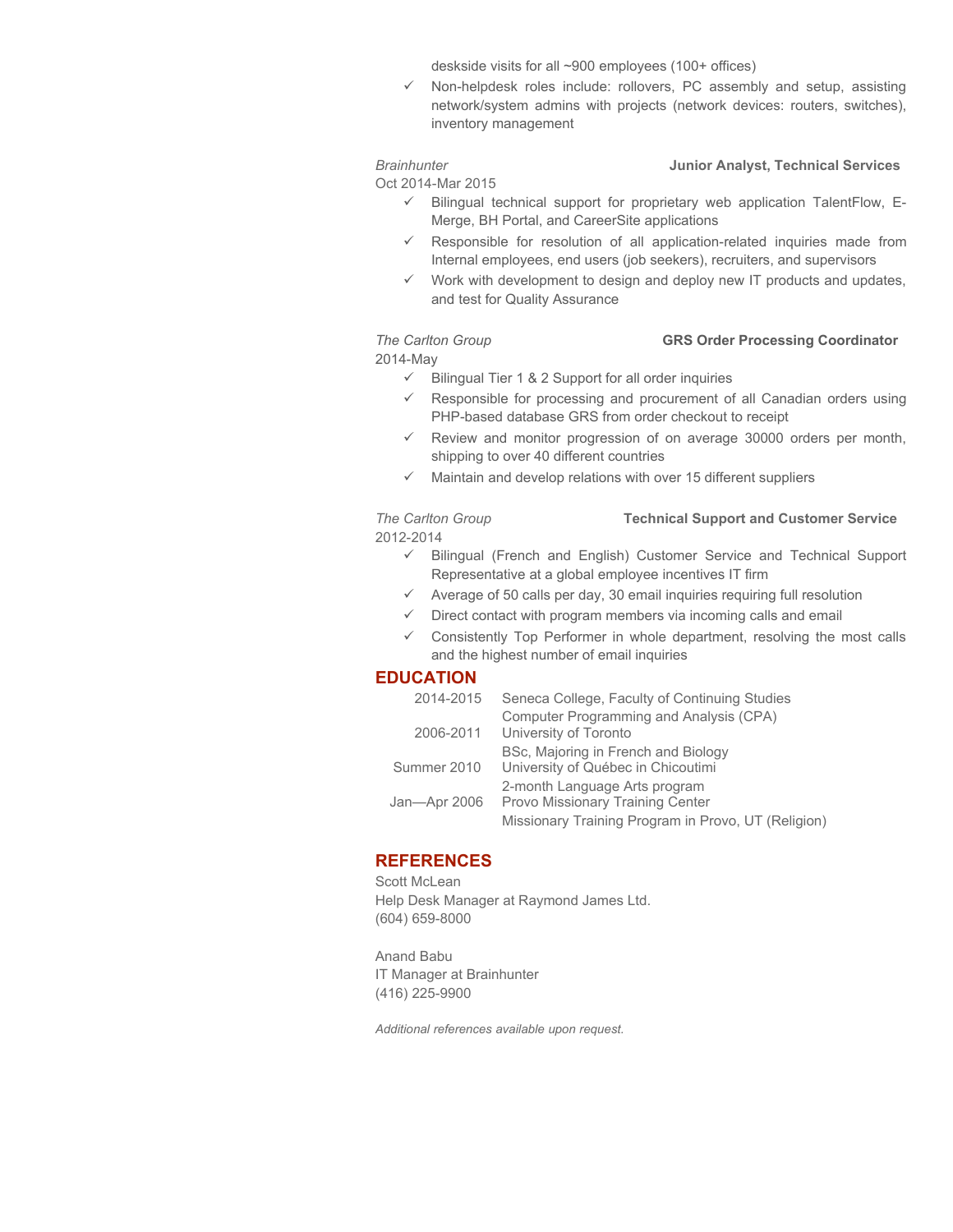- deskside visits for all ~900 employees (100+ offices)
- Non-helpdesk roles include: rollovers, PC assembly and setup, assisting network/system admins with projects (network devices: routers, switches), inventory management

*Brainhunter* **Junior Analyst, Technical Services**
Oct 2014-Mar 2015

- Bilingual technical support for proprietary web application TalentFlow, E-Merge, BH Portal, and CareerSite applications
- Responsible for resolution of all application-related inquiries made from Internal employees, end users (job seekers), recruiters, and supervisors
- Work with development to design and deploy new IT products and updates, and test for Quality Assurance

*The Carlton Group* **GRS Order Processing Coordinator**
2014-May

- Bilingual Tier 1 & 2 Support for all order inquiries
- Responsible for processing and procurement of all Canadian orders using PHP-based database GRS from order checkout to receipt
- Review and monitor progression of on average 30000 orders per month, shipping to over 40 different countries
- Maintain and develop relations with over 15 different suppliers

*The Carlton Group* **Technical Support and Customer Service**
2012-2014

- Bilingual (French and English) Customer Service and Technical Support Representative at a global employee incentives IT firm
- Average of 50 calls per day, 30 email inquiries requiring full resolution
- Direct contact with program members via incoming calls and email
- Consistently Top Performer in whole department, resolving the most calls and the highest number of email inquiries

## EDUCATION

| | |
|---|---|
| 2014-2015 | Seneca College, Faculty of Continuing Studies<br>Computer Programming and Analysis (CPA) |
| 2006-2011 | University of Toronto<br>BSc, Majoring in French and Biology |
| Summer 2010 | University of Québec in Chicoutimi<br>2-month Language Arts program |
| Jan—Apr 2006 | Provo Missionary Training Center<br>Missionary Training Program in Provo, UT (Religion) |

## REFERENCES

Scott McLean
Help Desk Manager at Raymond James Ltd.
(604) 659-8000

Anand Babu
IT Manager at Brainhunter
(416) 225-9900

*Additional references available upon request.*